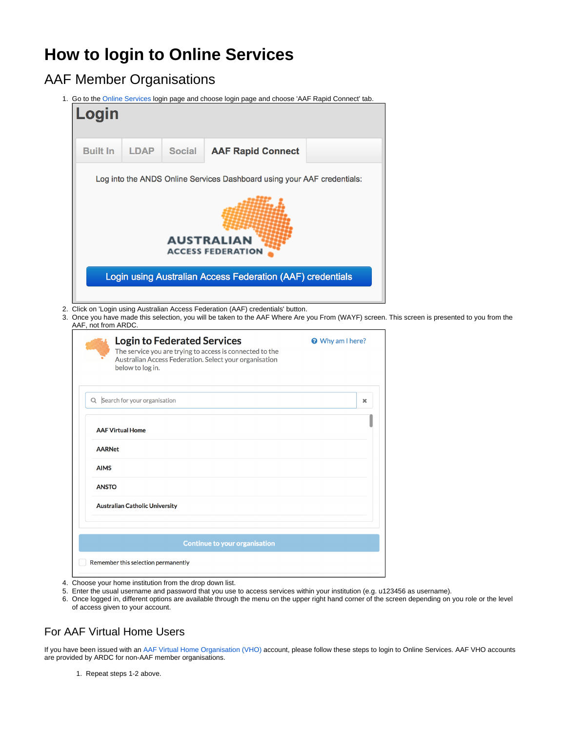# How to login to Online Services

## AAF Member Organisations

1. Go to the Online Services login page and choose login page and choose 'AAF Rapid Connect' tab.
2. Click on 'Login using Australian Access Federation (AAF) credentials' button.
3. Once you have made this selection, you will be taken to the AAF Where Are you From (WAYF) screen. This screen is presented to you from the AAF, not from ARDC.
4. Choose your home institution from the drop down list.
5. Enter the usual username and password that you use to access services within your institution (e.g. u123456 as username).
6. Once logged in, different options are available through the menu on the upper right hand corner of the screen depending on you role or the level of access given to your account.

## For AAF Virtual Home Users

If you have been issued with an AAF Virtual Home Organisation (VHO) account, please follow these steps to login to Online Services. AAF VHO accounts are provided by ARDC for non-AAF member organisations.

1. Repeat steps 1-2 above.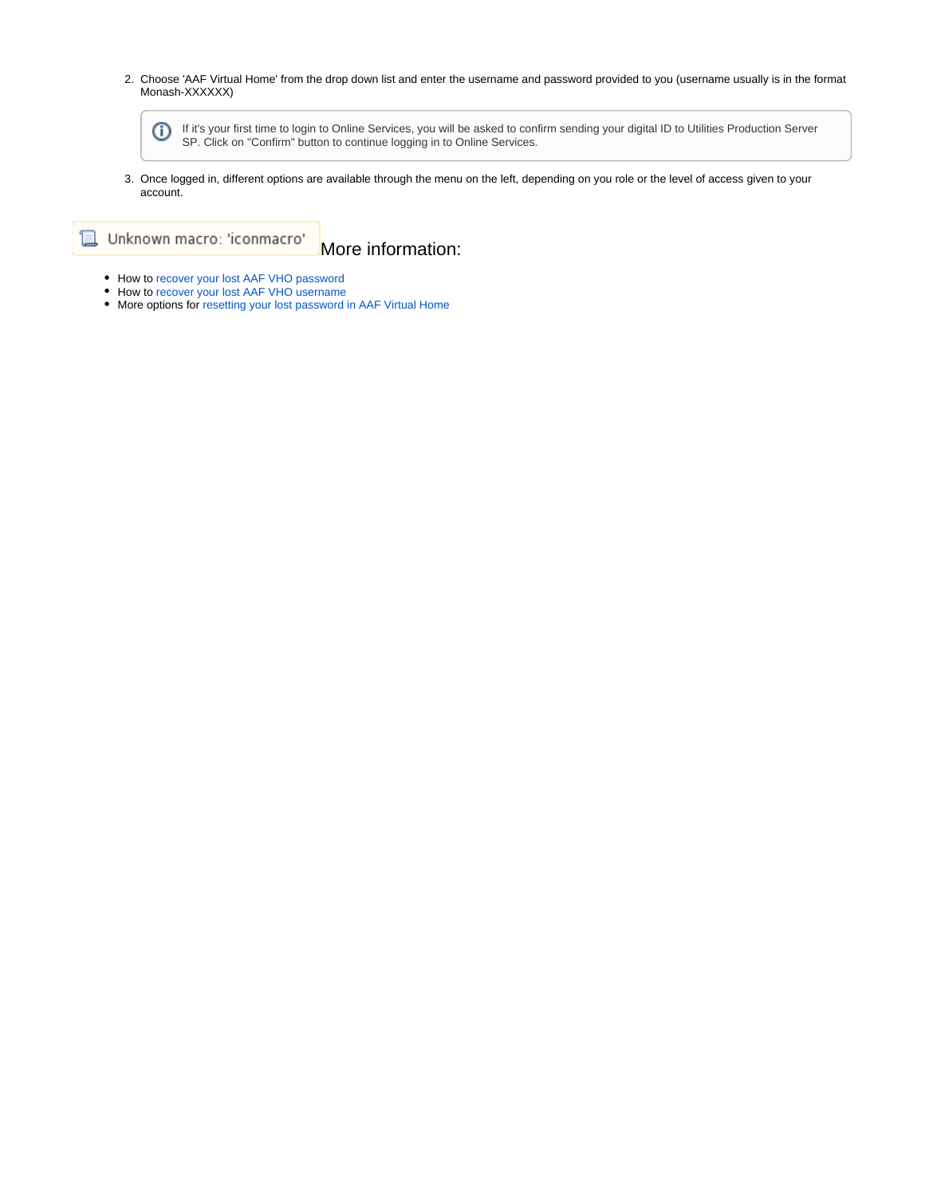2. Choose 'AAF Virtual Home' from the drop down list and enter the username and password provided to you (username usually is in the format Monash-XXXXXX)

   > If it's your first time to login to Online Services, you will be asked to confirm sending your digital ID to Utilities Production Server SP. Click on "Confirm" button to continue logging in to Online Services.

3. Once logged in, different options are available through the menu on the left, depending on you role or the level of access given to your account.

## Unknown macro: 'iconmacro' More information:

- How to recover your lost AAF VHO password
- How to recover your lost AAF VHO username
- More options for resetting your lost password in AAF Virtual Home